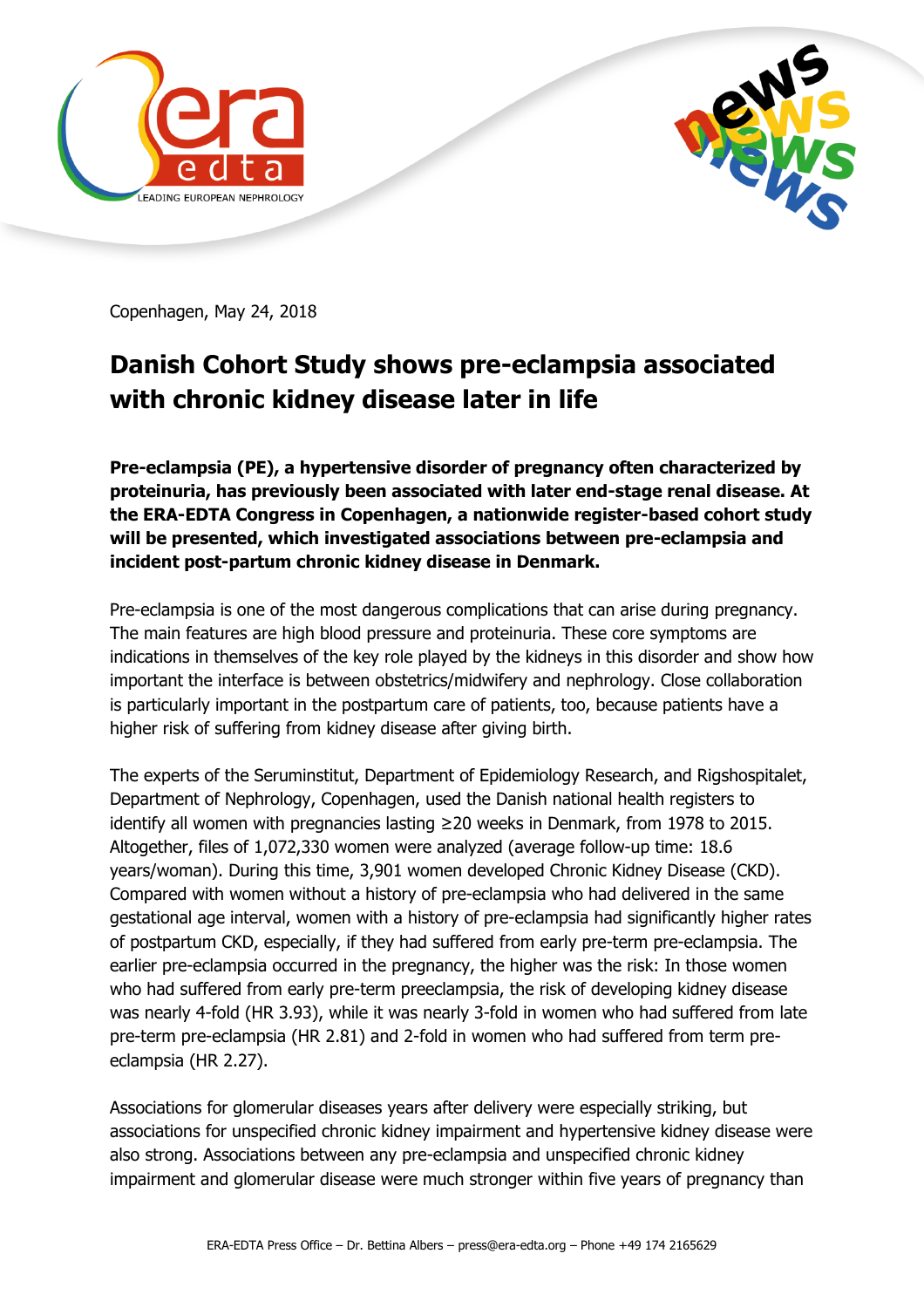Copenhagen, May 24, 2018

# Danish Cohort Study shows pre-eclampsia associated with chronic kidney disease later in life

**Pre-eclampsia (PE), a hypertensive disorder of pregnancy often characterized by proteinuria, has previously been associated with later end-stage renal disease. At the ERA-EDTA Congress in Copenhagen, a nationwide register-based cohort study will be presented, which investigated associations between pre-eclampsia and incident post-partum chronic kidney disease in Denmark.**

Pre-eclampsia is one of the most dangerous complications that can arise during pregnancy. The main features are high blood pressure and proteinuria. These core symptoms are indications in themselves of the key role played by the kidneys in this disorder and show how important the interface is between obstetrics/midwifery and nephrology. Close collaboration is particularly important in the postpartum care of patients, too, because patients have a higher risk of suffering from kidney disease after giving birth.

The experts of the Seruminstitut, Department of Epidemiology Research, and Rigshospitalet, Department of Nephrology, Copenhagen, used the Danish national health registers to identify all women with pregnancies lasting ≥20 weeks in Denmark, from 1978 to 2015. Altogether, files of 1,072,330 women were analyzed (average follow-up time: 18.6 years/woman). During this time, 3,901 women developed Chronic Kidney Disease (CKD). Compared with women without a history of pre-eclampsia who had delivered in the same gestational age interval, women with a history of pre-eclampsia had significantly higher rates of postpartum CKD, especially, if they had suffered from early pre-term pre-eclampsia. The earlier pre-eclampsia occurred in the pregnancy, the higher was the risk: In those women who had suffered from early pre-term preeclampsia, the risk of developing kidney disease was nearly 4-fold (HR 3.93), while it was nearly 3-fold in women who had suffered from late pre-term pre-eclampsia (HR 2.81) and 2-fold in women who had suffered from term pre-eclampsia (HR 2.27).

Associations for glomerular diseases years after delivery were especially striking, but associations for unspecified chronic kidney impairment and hypertensive kidney disease were also strong. Associations between any pre-eclampsia and unspecified chronic kidney impairment and glomerular disease were much stronger within five years of pregnancy than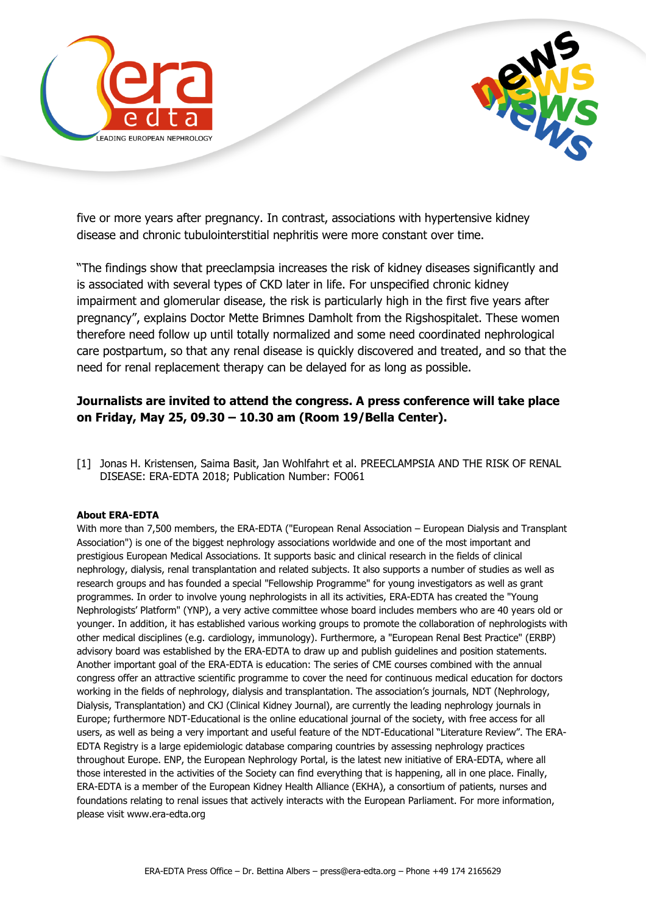five or more years after pregnancy. In contrast, associations with hypertensive kidney disease and chronic tubulointerstitial nephritis were more constant over time.

"The findings show that preeclampsia increases the risk of kidney diseases significantly and is associated with several types of CKD later in life. For unspecified chronic kidney impairment and glomerular disease, the risk is particularly high in the first five years after pregnancy", explains Doctor Mette Brimnes Damholt from the Rigshospitalet. These women therefore need follow up until totally normalized and some need coordinated nephrological care postpartum, so that any renal disease is quickly discovered and treated, and so that the need for renal replacement therapy can be delayed for as long as possible.

**Journalists are invited to attend the congress. A press conference will take place on Friday, May 25, 09.30 – 10.30 am (Room 19/Bella Center).**

[1] Jonas H. Kristensen, Saima Basit, Jan Wohlfahrt et al. PREECLAMPSIA AND THE RISK OF RENAL DISEASE: ERA-EDTA 2018; Publication Number: FO061

**About ERA-EDTA**
With more than 7,500 members, the ERA-EDTA ("European Renal Association – European Dialysis and Transplant Association") is one of the biggest nephrology associations worldwide and one of the most important and prestigious European Medical Associations. It supports basic and clinical research in the fields of clinical nephrology, dialysis, renal transplantation and related subjects. It also supports a number of studies as well as research groups and has founded a special "Fellowship Programme" for young investigators as well as grant programmes. In order to involve young nephrologists in all its activities, ERA-EDTA has created the "Young Nephrologists' Platform" (YNP), a very active committee whose board includes members who are 40 years old or younger. In addition, it has established various working groups to promote the collaboration of nephrologists with other medical disciplines (e.g. cardiology, immunology). Furthermore, a "European Renal Best Practice" (ERBP) advisory board was established by the ERA-EDTA to draw up and publish guidelines and position statements. Another important goal of the ERA-EDTA is education: The series of CME courses combined with the annual congress offer an attractive scientific programme to cover the need for continuous medical education for doctors working in the fields of nephrology, dialysis and transplantation. The association's journals, NDT (Nephrology, Dialysis, Transplantation) and CKJ (Clinical Kidney Journal), are currently the leading nephrology journals in Europe; furthermore NDT-Educational is the online educational journal of the society, with free access for all users, as well as being a very important and useful feature of the NDT-Educational "Literature Review". The ERA-EDTA Registry is a large epidemiologic database comparing countries by assessing nephrology practices throughout Europe. ENP, the European Nephrology Portal, is the latest new initiative of ERA-EDTA, where all those interested in the activities of the Society can find everything that is happening, all in one place. Finally, ERA-EDTA is a member of the European Kidney Health Alliance (EKHA), a consortium of patients, nurses and foundations relating to renal issues that actively interacts with the European Parliament. For more information, please visit www.era-edta.org

ERA-EDTA Press Office – Dr. Bettina Albers – press@era-edta.org – Phone +49 174 2165629